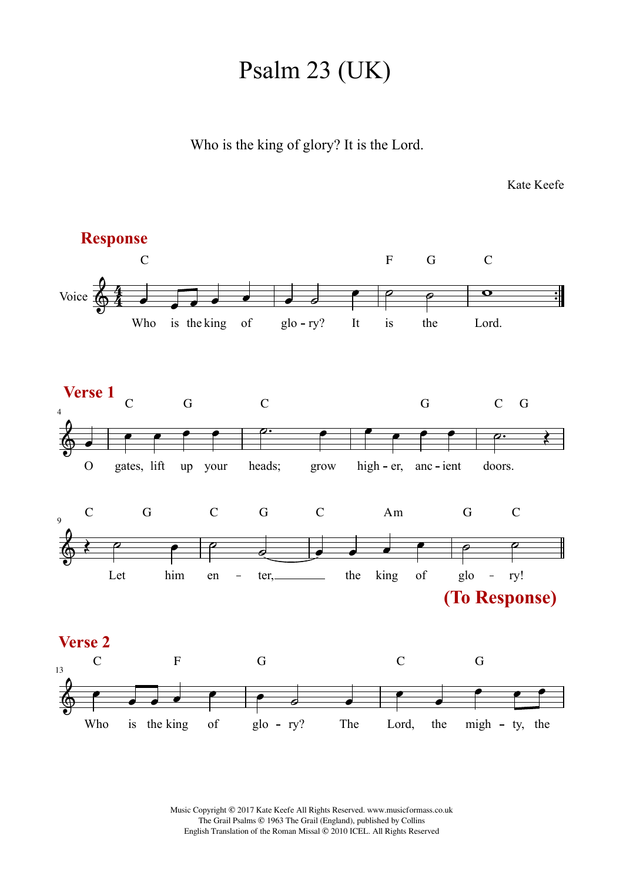# Psalm 23 (UK)

Who is the king of glory? It is the Lord.

Kate Keefe

**Response**

Who is the king of glo - ry? It is the Lord.

**Verse 1**

O gates, lift up your heads; grow high - er, anc - ient doors.

Let him en - ter, the king of glo - ry!

**(To Response)**

**Verse 2**

Who is the king of glo - ry? The Lord, the migh - ty, the

Music Copyright © 2017 Kate Keefe All Rights Reserved. www.musicformass.co.uk
The Grail Psalms © 1963 The Grail (England), published by Collins
English Translation of the Roman Missal © 2010 ICEL. All Rights Reserved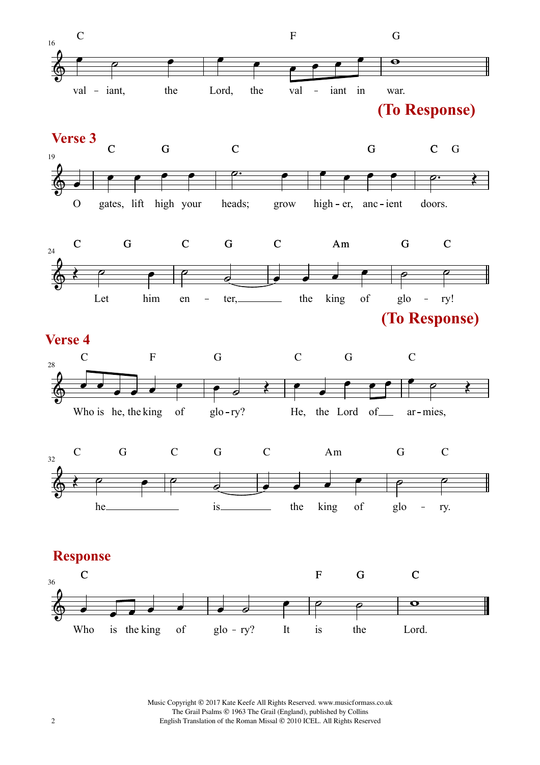val - iant, the Lord, the val - iant in war.

**(To Response)**

## Verse 3

O gates, lift high your heads; grow high - er, anc - ient doors.

Let him en - ter, the king of glo - ry!

**(To Response)**

## Verse 4

Who is he, the king of glo - ry? He, the Lord of ar - mies,

he is the king of glo - ry.

## Response

Who is the king of glo - ry? It is the Lord.

Music Copyright © 2017 Kate Keefe All Rights Reserved. www.musicformass.co.uk
The Grail Psalms © 1963 The Grail (England), published by Collins
English Translation of the Roman Missal © 2010 ICEL. All Rights Reserved